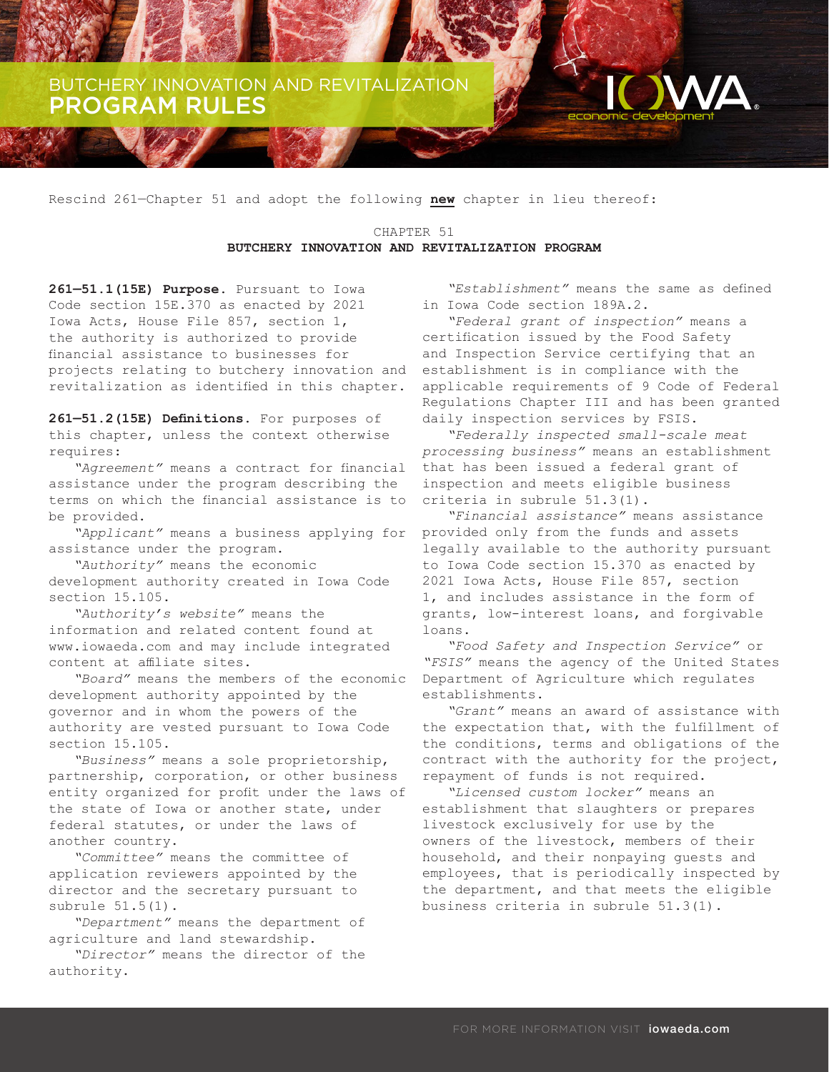# BUTCHERY INNOVATION AND REVITALIZATION PROGRAM RULES

Rescind 261—Chapter 51 and adopt the following **new** chapter in lieu thereof:

## CHAPTER 51
## BUTCHERY INNOVATION AND REVITALIZATION PROGRAM

**261—51.1(15E) Purpose.** Pursuant to Iowa Code section 15E.370 as enacted by 2021 Iowa Acts, House File 857, section 1, the authority is authorized to provide financial assistance to businesses for projects relating to butchery innovation and revitalization as identified in this chapter.

**261—51.2(15E) Definitions.** For purposes of this chapter, unless the context otherwise requires:

*"Agreement"* means a contract for financial assistance under the program describing the terms on which the financial assistance is to be provided.

*"Applicant"* means a business applying for assistance under the program.

*"Authority"* means the economic development authority created in Iowa Code section 15.105.

*"Authority's website"* means the information and related content found at www.iowaeda.com and may include integrated content at affiliate sites.

*"Board"* means the members of the economic development authority appointed by the governor and in whom the powers of the authority are vested pursuant to Iowa Code section 15.105.

*"Business"* means a sole proprietorship, partnership, corporation, or other business entity organized for profit under the laws of the state of Iowa or another state, under federal statutes, or under the laws of another country.

*"Committee"* means the committee of application reviewers appointed by the director and the secretary pursuant to subrule 51.5(1).

*"Department"* means the department of agriculture and land stewardship.

*"Director"* means the director of the authority.

*"Establishment"* means the same as defined in Iowa Code section 189A.2.

*"Federal grant of inspection"* means a certification issued by the Food Safety and Inspection Service certifying that an establishment is in compliance with the applicable requirements of 9 Code of Federal Regulations Chapter III and has been granted daily inspection services by FSIS.

*"Federally inspected small-scale meat processing business"* means an establishment that has been issued a federal grant of inspection and meets eligible business criteria in subrule 51.3(1).

*"Financial assistance"* means assistance provided only from the funds and assets legally available to the authority pursuant to Iowa Code section 15.370 as enacted by 2021 Iowa Acts, House File 857, section 1, and includes assistance in the form of grants, low-interest loans, and forgivable loans.

*"Food Safety and Inspection Service"* or *"FSIS"* means the agency of the United States Department of Agriculture which regulates establishments.

*"Grant"* means an award of assistance with the expectation that, with the fulfillment of the conditions, terms and obligations of the contract with the authority for the project, repayment of funds is not required.

*"Licensed custom locker"* means an establishment that slaughters or prepares livestock exclusively for use by the owners of the livestock, members of their household, and their nonpaying guests and employees, that is periodically inspected by the department, and that meets the eligible business criteria in subrule 51.3(1).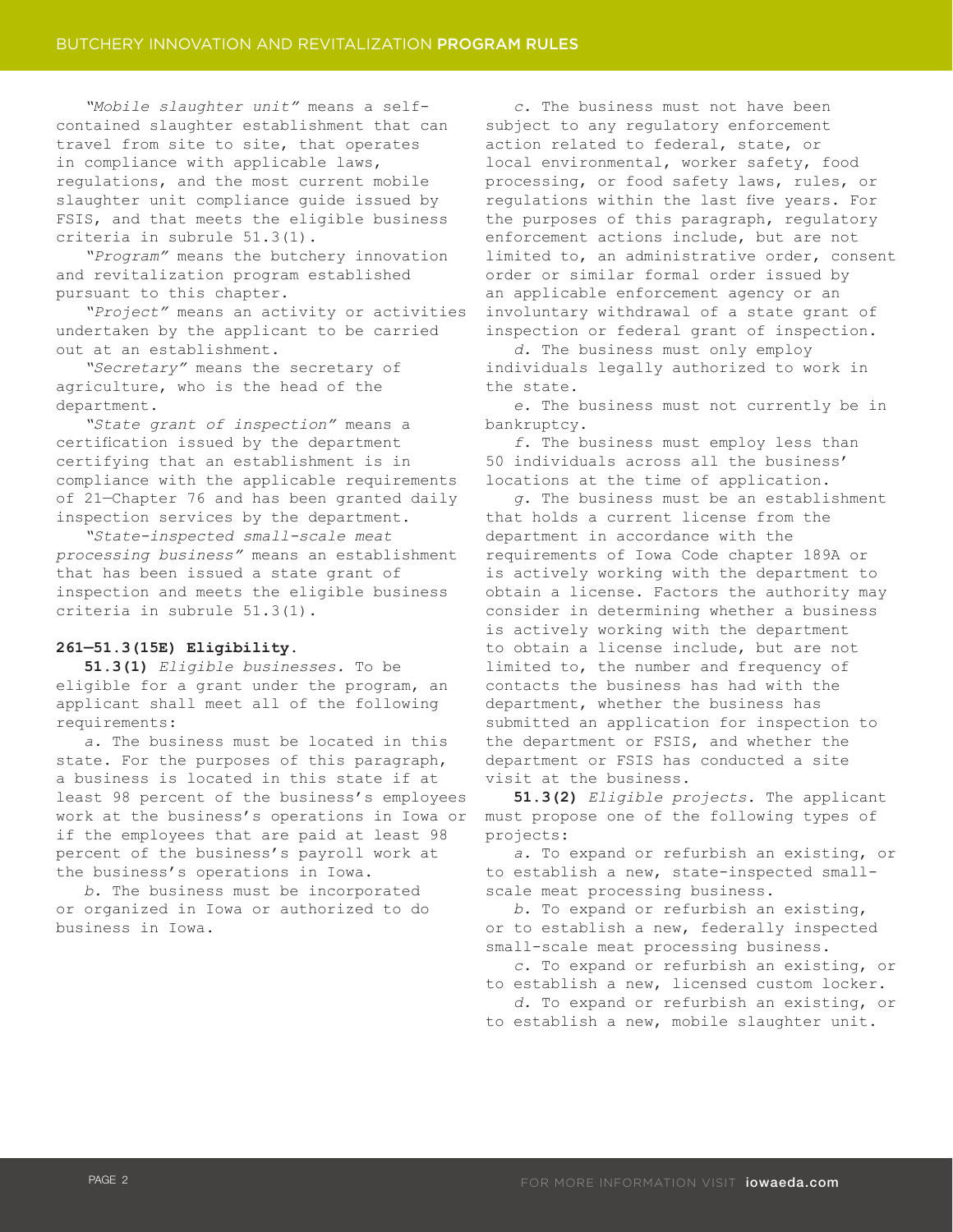*"Mobile slaughter unit"* means a self-contained slaughter establishment that can travel from site to site, that operates in compliance with applicable laws, regulations, and the most current mobile slaughter unit compliance guide issued by FSIS, and that meets the eligible business criteria in subrule 51.3(1).

*"Program"* means the butchery innovation and revitalization program established pursuant to this chapter.

*"Project"* means an activity or activities undertaken by the applicant to be carried out at an establishment.

*"Secretary"* means the secretary of agriculture, who is the head of the department.

*"State grant of inspection"* means a certification issued by the department certifying that an establishment is in compliance with the applicable requirements of 21—Chapter 76 and has been granted daily inspection services by the department.

*"State-inspected small-scale meat processing business"* means an establishment that has been issued a state grant of inspection and meets the eligible business criteria in subrule 51.3(1).

**261—51.3(15E) Eligibility.**

**51.3(1)** *Eligible businesses.* To be eligible for a grant under the program, an applicant shall meet all of the following requirements:

*a.* The business must be located in this state. For the purposes of this paragraph, a business is located in this state if at least 98 percent of the business's employees work at the business's operations in Iowa or if the employees that are paid at least 98 percent of the business's payroll work at the business's operations in Iowa.

*b.* The business must be incorporated or organized in Iowa or authorized to do business in Iowa.

*c.* The business must not have been subject to any regulatory enforcement action related to federal, state, or local environmental, worker safety, food processing, or food safety laws, rules, or regulations within the last five years. For the purposes of this paragraph, regulatory enforcement actions include, but are not limited to, an administrative order, consent order or similar formal order issued by an applicable enforcement agency or an involuntary withdrawal of a state grant of inspection or federal grant of inspection.

*d.* The business must only employ individuals legally authorized to work in the state.

*e.* The business must not currently be in bankruptcy.

*f.* The business must employ less than 50 individuals across all the business' locations at the time of application.

*g.* The business must be an establishment that holds a current license from the department in accordance with the requirements of Iowa Code chapter 189A or is actively working with the department to obtain a license. Factors the authority may consider in determining whether a business is actively working with the department to obtain a license include, but are not limited to, the number and frequency of contacts the business has had with the department, whether the business has submitted an application for inspection to the department or FSIS, and whether the department or FSIS has conducted a site visit at the business.

**51.3(2)** *Eligible projects.* The applicant must propose one of the following types of projects:

*a.* To expand or refurbish an existing, or to establish a new, state-inspected small-scale meat processing business.

*b.* To expand or refurbish an existing, or to establish a new, federally inspected small-scale meat processing business.

*c.* To expand or refurbish an existing, or to establish a new, licensed custom locker.

*d.* To expand or refurbish an existing, or to establish a new, mobile slaughter unit.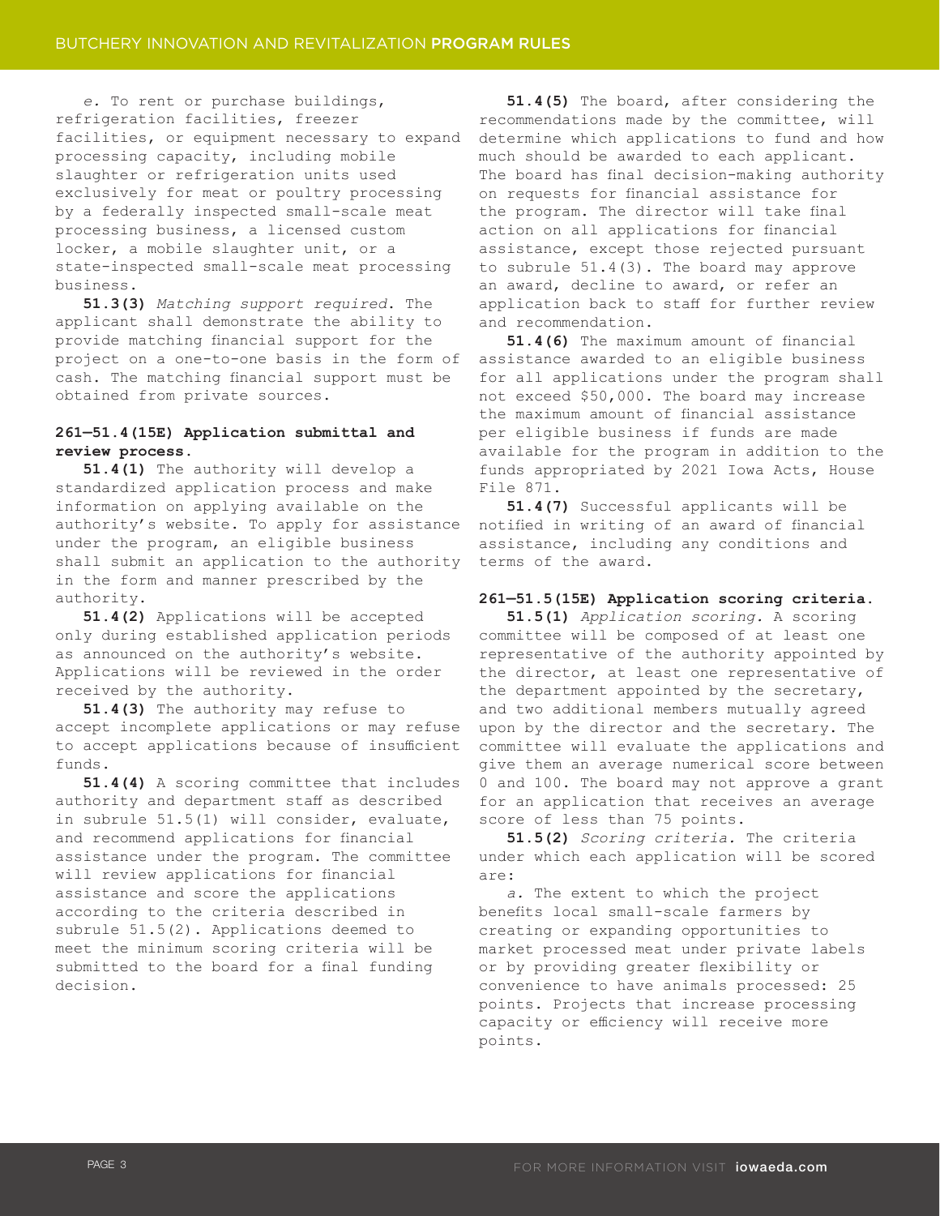*e.* To rent or purchase buildings, refrigeration facilities, freezer facilities, or equipment necessary to expand processing capacity, including mobile slaughter or refrigeration units used exclusively for meat or poultry processing by a federally inspected small-scale meat processing business, a licensed custom locker, a mobile slaughter unit, or a state-inspected small-scale meat processing business.

**51.3(3)** *Matching support required.* The applicant shall demonstrate the ability to provide matching financial support for the project on a one-to-one basis in the form of cash. The matching financial support must be obtained from private sources.

**261—51.4(15E) Application submittal and review process.**

**51.4(1)** The authority will develop a standardized application process and make information on applying available on the authority's website. To apply for assistance under the program, an eligible business shall submit an application to the authority in the form and manner prescribed by the authority.

**51.4(2)** Applications will be accepted only during established application periods as announced on the authority's website. Applications will be reviewed in the order received by the authority.

**51.4(3)** The authority may refuse to accept incomplete applications or may refuse to accept applications because of insufficient funds.

**51.4(4)** A scoring committee that includes authority and department staff as described in subrule 51.5(1) will consider, evaluate, and recommend applications for financial assistance under the program. The committee will review applications for financial assistance and score the applications according to the criteria described in subrule 51.5(2). Applications deemed to meet the minimum scoring criteria will be submitted to the board for a final funding decision.

**51.4(5)** The board, after considering the recommendations made by the committee, will determine which applications to fund and how much should be awarded to each applicant. The board has final decision-making authority on requests for financial assistance for the program. The director will take final action on all applications for financial assistance, except those rejected pursuant to subrule 51.4(3). The board may approve an award, decline to award, or refer an application back to staff for further review and recommendation.

**51.4(6)** The maximum amount of financial assistance awarded to an eligible business for all applications under the program shall not exceed $50,000. The board may increase the maximum amount of financial assistance per eligible business if funds are made available for the program in addition to the funds appropriated by 2021 Iowa Acts, House File 871.

**51.4(7)** Successful applicants will be notified in writing of an award of financial assistance, including any conditions and terms of the award.

**261—51.5(15E) Application scoring criteria.**

**51.5(1)** *Application scoring.* A scoring committee will be composed of at least one representative of the authority appointed by the director, at least one representative of the department appointed by the secretary, and two additional members mutually agreed upon by the director and the secretary. The committee will evaluate the applications and give them an average numerical score between 0 and 100. The board may not approve a grant for an application that receives an average score of less than 75 points.

**51.5(2)** *Scoring criteria.* The criteria under which each application will be scored are:

*a.* The extent to which the project benefits local small-scale farmers by creating or expanding opportunities to market processed meat under private labels or by providing greater flexibility or convenience to have animals processed: 25 points. Projects that increase processing capacity or efficiency will receive more points.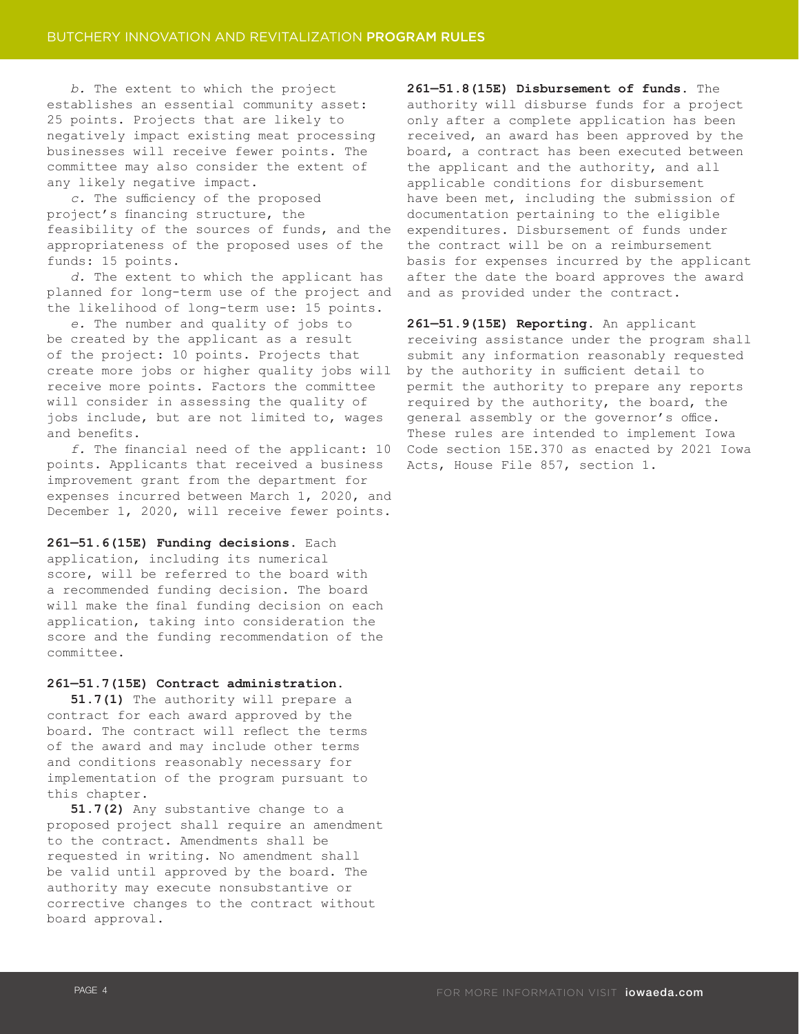*b.* The extent to which the project establishes an essential community asset: 25 points. Projects that are likely to negatively impact existing meat processing businesses will receive fewer points. The committee may also consider the extent of any likely negative impact.

*c.* The sufficiency of the proposed project's financing structure, the feasibility of the sources of funds, and the appropriateness of the proposed uses of the funds: 15 points.

*d.* The extent to which the applicant has planned for long-term use of the project and the likelihood of long-term use: 15 points.

*e.* The number and quality of jobs to be created by the applicant as a result of the project: 10 points. Projects that create more jobs or higher quality jobs will receive more points. Factors the committee will consider in assessing the quality of jobs include, but are not limited to, wages and benefits.

*f.* The financial need of the applicant: 10 points. Applicants that received a business improvement grant from the department for expenses incurred between March 1, 2020, and December 1, 2020, will receive fewer points.

**261—51.6(15E) Funding decisions.** Each application, including its numerical score, will be referred to the board with a recommended funding decision. The board will make the final funding decision on each application, taking into consideration the score and the funding recommendation of the committee.

**261—51.7(15E) Contract administration.**

**51.7(1)** The authority will prepare a contract for each award approved by the board. The contract will reflect the terms of the award and may include other terms and conditions reasonably necessary for implementation of the program pursuant to this chapter.

**51.7(2)** Any substantive change to a proposed project shall require an amendment to the contract. Amendments shall be requested in writing. No amendment shall be valid until approved by the board. The authority may execute nonsubstantive or corrective changes to the contract without board approval.

**261—51.8(15E) Disbursement of funds.** The authority will disburse funds for a project only after a complete application has been received, an award has been approved by the board, a contract has been executed between the applicant and the authority, and all applicable conditions for disbursement have been met, including the submission of documentation pertaining to the eligible expenditures. Disbursement of funds under the contract will be on a reimbursement basis for expenses incurred by the applicant after the date the board approves the award and as provided under the contract.

**261—51.9(15E) Reporting.** An applicant receiving assistance under the program shall submit any information reasonably requested by the authority in sufficient detail to permit the authority to prepare any reports required by the authority, the board, the general assembly or the governor's office. These rules are intended to implement Iowa Code section 15E.370 as enacted by 2021 Iowa Acts, House File 857, section 1.